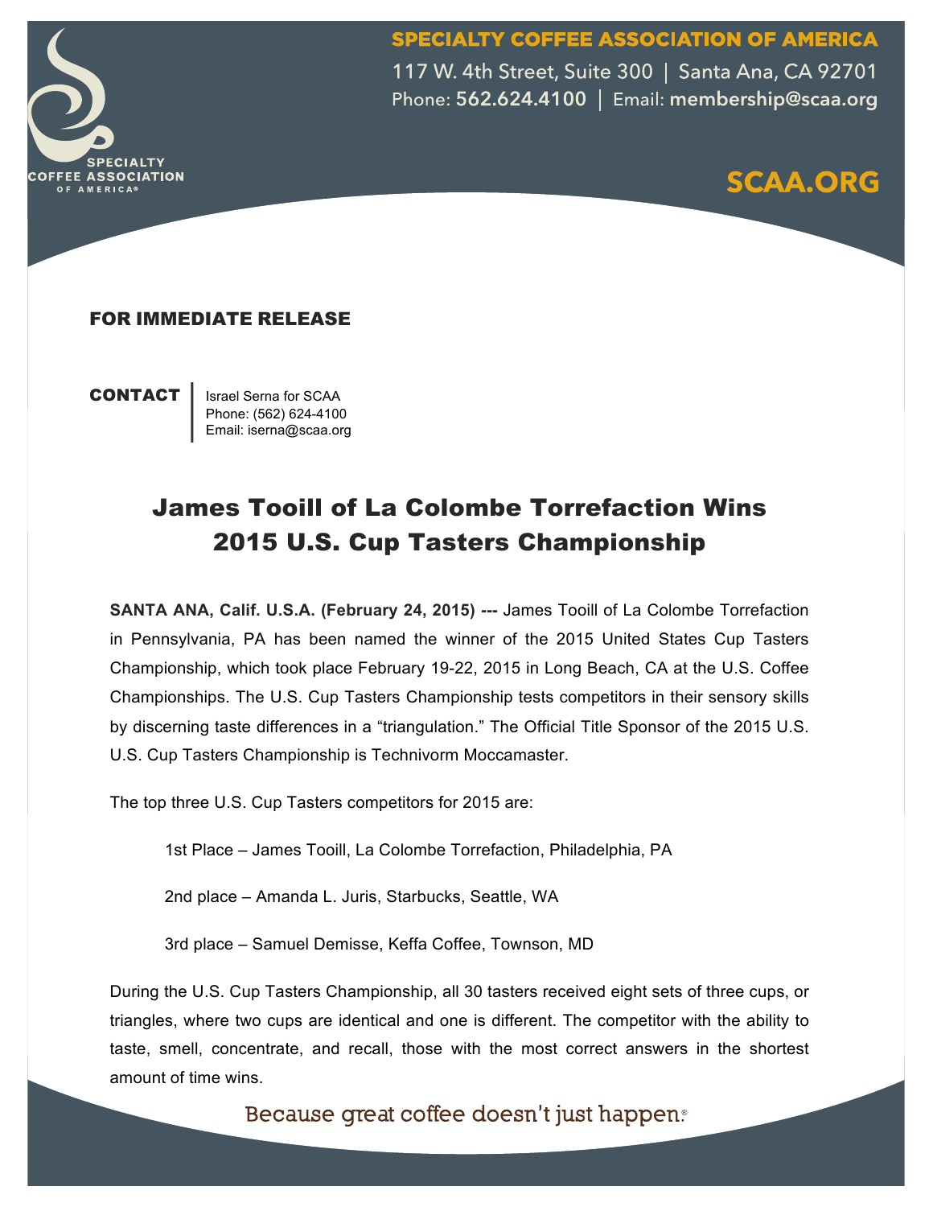SPECIALTY COFFEE ASSOCIATION OF AMERICA
117 W. 4th Street, Suite 300 | Santa Ana, CA 92701
Phone: 562.624.4100 | Email: membership@scaa.org

SCAA.ORG

**FOR IMMEDIATE RELEASE**

**CONTACT**
Israel Serna for SCAA
Phone: (562) 624-4100
Email: iserna@scaa.org

# James Tooill of La Colombe Torrefaction Wins 2015 U.S. Cup Tasters Championship

**SANTA ANA, Calif. U.S.A. (February 24, 2015) ---** James Tooill of La Colombe Torrefaction in Pennsylvania, PA has been named the winner of the 2015 United States Cup Tasters Championship, which took place February 19-22, 2015 in Long Beach, CA at the U.S. Coffee Championships. The U.S. Cup Tasters Championship tests competitors in their sensory skills by discerning taste differences in a "triangulation." The Official Title Sponsor of the 2015 U.S. U.S. Cup Tasters Championship is Technivorm Moccamaster.

The top three U.S. Cup Tasters competitors for 2015 are:

1st Place – James Tooill, La Colombe Torrefaction, Philadelphia, PA

2nd place – Amanda L. Juris, Starbucks, Seattle, WA

3rd place – Samuel Demisse, Keffa Coffee, Townson, MD

During the U.S. Cup Tasters Championship, all 30 tasters received eight sets of three cups, or triangles, where two cups are identical and one is different. The competitor with the ability to taste, smell, concentrate, and recall, those with the most correct answers in the shortest amount of time wins.

Because great coffee doesn't just happen.®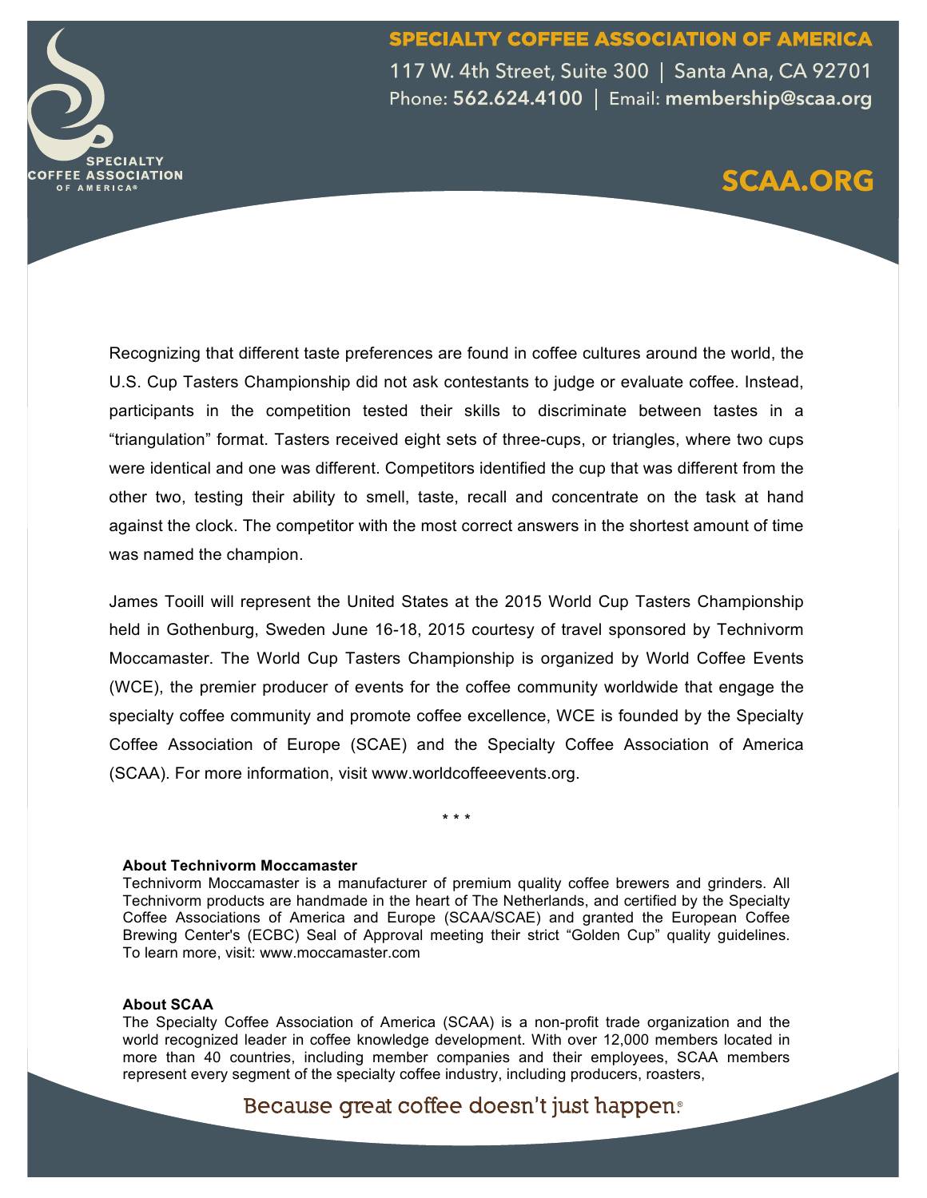Recognizing that different taste preferences are found in coffee cultures around the world, the U.S. Cup Tasters Championship did not ask contestants to judge or evaluate coffee. Instead, participants in the competition tested their skills to discriminate between tastes in a "triangulation" format. Tasters received eight sets of three-cups, or triangles, where two cups were identical and one was different. Competitors identified the cup that was different from the other two, testing their ability to smell, taste, recall and concentrate on the task at hand against the clock. The competitor with the most correct answers in the shortest amount of time was named the champion.

James Tooill will represent the United States at the 2015 World Cup Tasters Championship held in Gothenburg, Sweden June 16-18, 2015 courtesy of travel sponsored by Technivorm Moccamaster. The World Cup Tasters Championship is organized by World Coffee Events (WCE), the premier producer of events for the coffee community worldwide that engage the specialty coffee community and promote coffee excellence, WCE is founded by the Specialty Coffee Association of Europe (SCAE) and the Specialty Coffee Association of America (SCAA). For more information, visit www.worldcoffeeevents.org.

\* \* \*

**About Technivorm Moccamaster**
Technivorm Moccamaster is a manufacturer of premium quality coffee brewers and grinders. All Technivorm products are handmade in the heart of The Netherlands, and certified by the Specialty Coffee Associations of America and Europe (SCAA/SCAE) and granted the European Coffee Brewing Center's (ECBC) Seal of Approval meeting their strict "Golden Cup" quality guidelines. To learn more, visit: www.moccamaster.com

**About SCAA**
The Specialty Coffee Association of America (SCAA) is a non-profit trade organization and the world recognized leader in coffee knowledge development. With over 12,000 members located in more than 40 countries, including member companies and their employees, SCAA members represent every segment of the specialty coffee industry, including producers, roasters,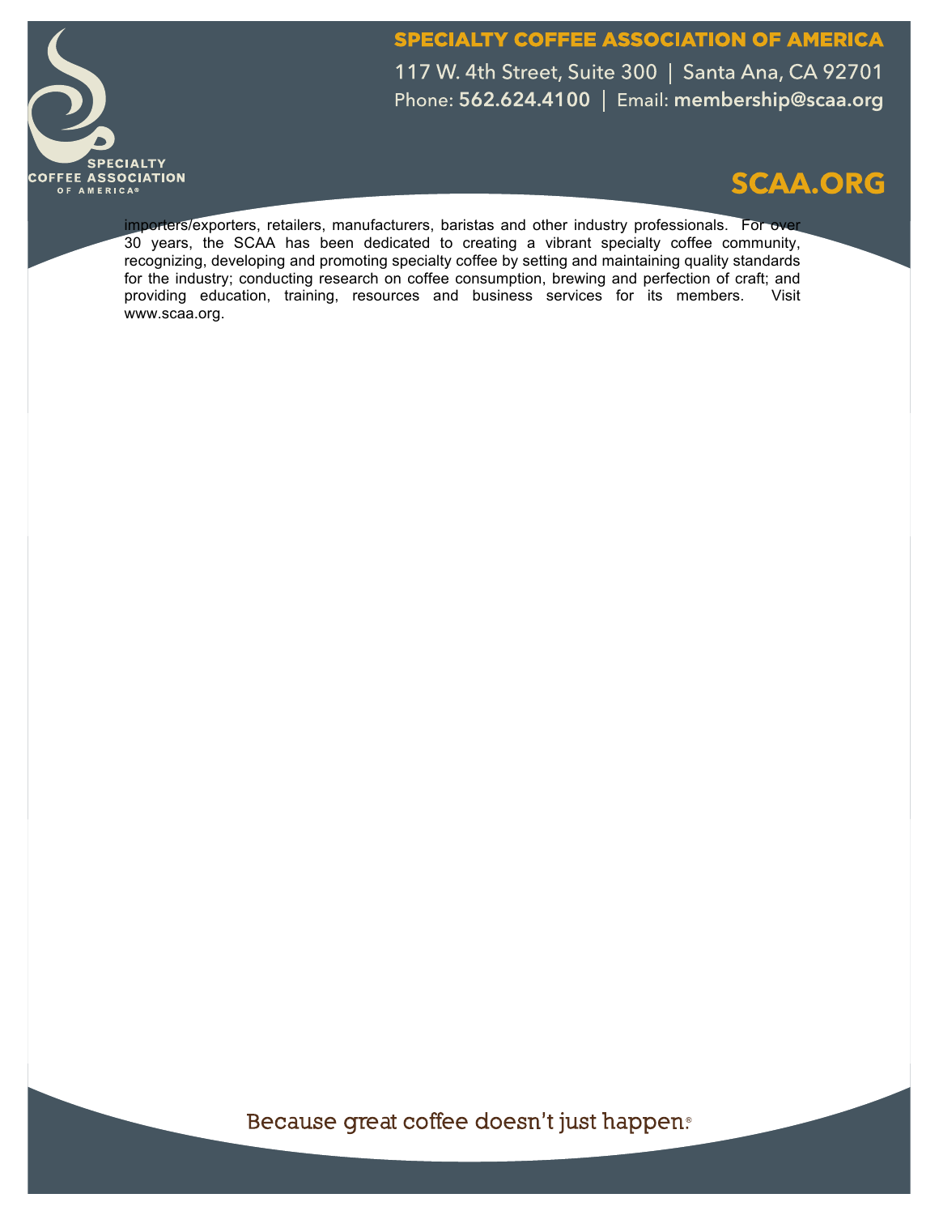importers/exporters, retailers, manufacturers, baristas and other industry professionals. For over 30 years, the SCAA has been dedicated to creating a vibrant specialty coffee community, recognizing, developing and promoting specialty coffee by setting and maintaining quality standards for the industry; conducting research on coffee consumption, brewing and perfection of craft; and providing education, training, resources and business services for its members. Visit www.scaa.org.